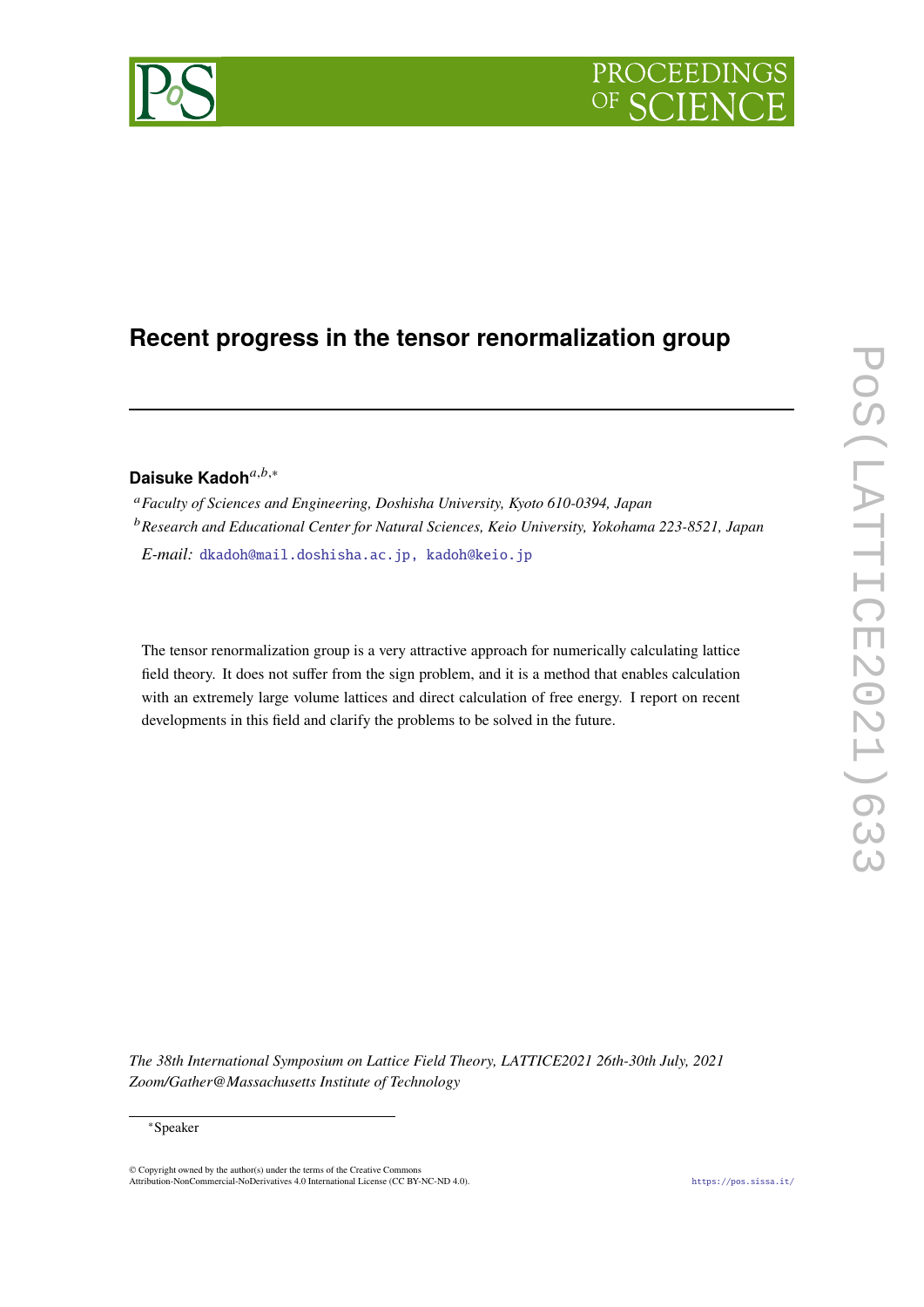# Recent progress in the tensor renormalization group

**Daisuke Kadoh**[a,b,*]

[a] *Faculty of Sciences and Engineering, Doshisha University, Kyoto 610-0394, Japan*

[b] *Research and Educational Center for Natural Sciences, Keio University, Yokohama 223-8521, Japan*

*E-mail:* dkadoh@mail.doshisha.ac.jp, kadoh@keio.jp

The tensor renormalization group is a very attractive approach for numerically calculating lattice field theory. It does not suffer from the sign problem, and it is a method that enables calculation with an extremely large volume lattices and direct calculation of free energy. I report on recent developments in this field and clarify the problems to be solved in the future.

*The 38th International Symposium on Lattice Field Theory, LATTICE2021 26th-30th July, 2021 Zoom/Gather@Massachusetts Institute of Technology*

---

*Speaker

© Copyright owned by the author(s) under the terms of the Creative Commons Attribution-NonCommercial-NoDerivatives 4.0 International License (CC BY-NC-ND 4.0).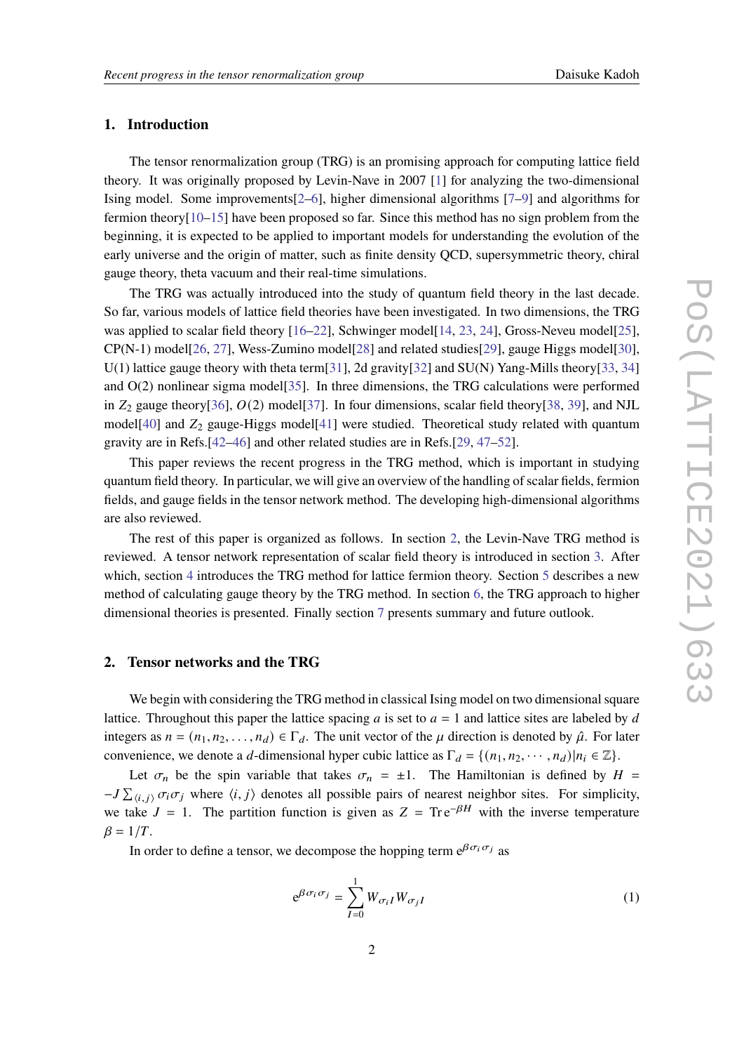## 1. Introduction

The tensor renormalization group (TRG) is an promising approach for computing lattice field theory. It was originally proposed by Levin-Nave in 2007 [1] for analyzing the two-dimensional Ising model. Some improvements[2–6], higher dimensional algorithms [7–9] and algorithms for fermion theory[10–15] have been proposed so far. Since this method has no sign problem from the beginning, it is expected to be applied to important models for understanding the evolution of the early universe and the origin of matter, such as finite density QCD, supersymmetric theory, chiral gauge theory, theta vacuum and their real-time simulations.

The TRG was actually introduced into the study of quantum field theory in the last decade. So far, various models of lattice field theories have been investigated. In two dimensions, the TRG was applied to scalar field theory [16–22], Schwinger model[14, 23, 24], Gross-Neveu model[25], CP(N-1) model[26, 27], Wess-Zumino model[28] and related studies[29], gauge Higgs model[30], U(1) lattice gauge theory with theta term[31], 2d gravity[32] and SU(N) Yang-Mills theory[33, 34] and O(2) nonlinear sigma model[35]. In three dimensions, the TRG calculations were performed in $Z_2$ gauge theory[36], $O(2)$ model[37]. In four dimensions, scalar field theory[38, 39], and NJL model[40] and $Z_2$ gauge-Higgs model[41] were studied. Theoretical study related with quantum gravity are in Refs.[42–46] and other related studies are in Refs.[29, 47–52].

This paper reviews the recent progress in the TRG method, which is important in studying quantum field theory. In particular, we will give an overview of the handling of scalar fields, fermion fields, and gauge fields in the tensor network method. The developing high-dimensional algorithms are also reviewed.

The rest of this paper is organized as follows. In section 2, the Levin-Nave TRG method is reviewed. A tensor network representation of scalar field theory is introduced in section 3. After which, section 4 introduces the TRG method for lattice fermion theory. Section 5 describes a new method of calculating gauge theory by the TRG method. In section 6, the TRG approach to higher dimensional theories is presented. Finally section 7 presents summary and future outlook.

## 2. Tensor networks and the TRG

We begin with considering the TRG method in classical Ising model on two dimensional square lattice. Throughout this paper the lattice spacing $a$ is set to $a = 1$ and lattice sites are labeled by $d$ integers as $n = (n_1, n_2, \ldots, n_d) \in \Gamma_d$. The unit vector of the $\mu$ direction is denoted by $\hat{\mu}$. For later convenience, we denote a $d$-dimensional hyper cubic lattice as $\Gamma_d = \{(n_1, n_2, \cdots, n_d) | n_i \in \mathbb{Z}\}$.

Let $\sigma_n$ be the spin variable that takes $\sigma_n = \pm 1$. The Hamiltonian is defined by $H = -J \sum_{\langle i,j \rangle} \sigma_i \sigma_j$ where $\langle i, j \rangle$ denotes all possible pairs of nearest neighbor sites. For simplicity, we take $J = 1$. The partition function is given as $Z = \mathrm{Tr}\, \mathrm{e}^{-\beta H}$ with the inverse temperature $\beta = 1/T$.

In order to define a tensor, we decompose the hopping term $\mathrm{e}^{\beta \sigma_i \sigma_j}$ as

$$\mathrm{e}^{\beta \sigma_i \sigma_j} = \sum_{I=0}^{1} W_{\sigma_i I} W_{\sigma_j I} \tag{1}$$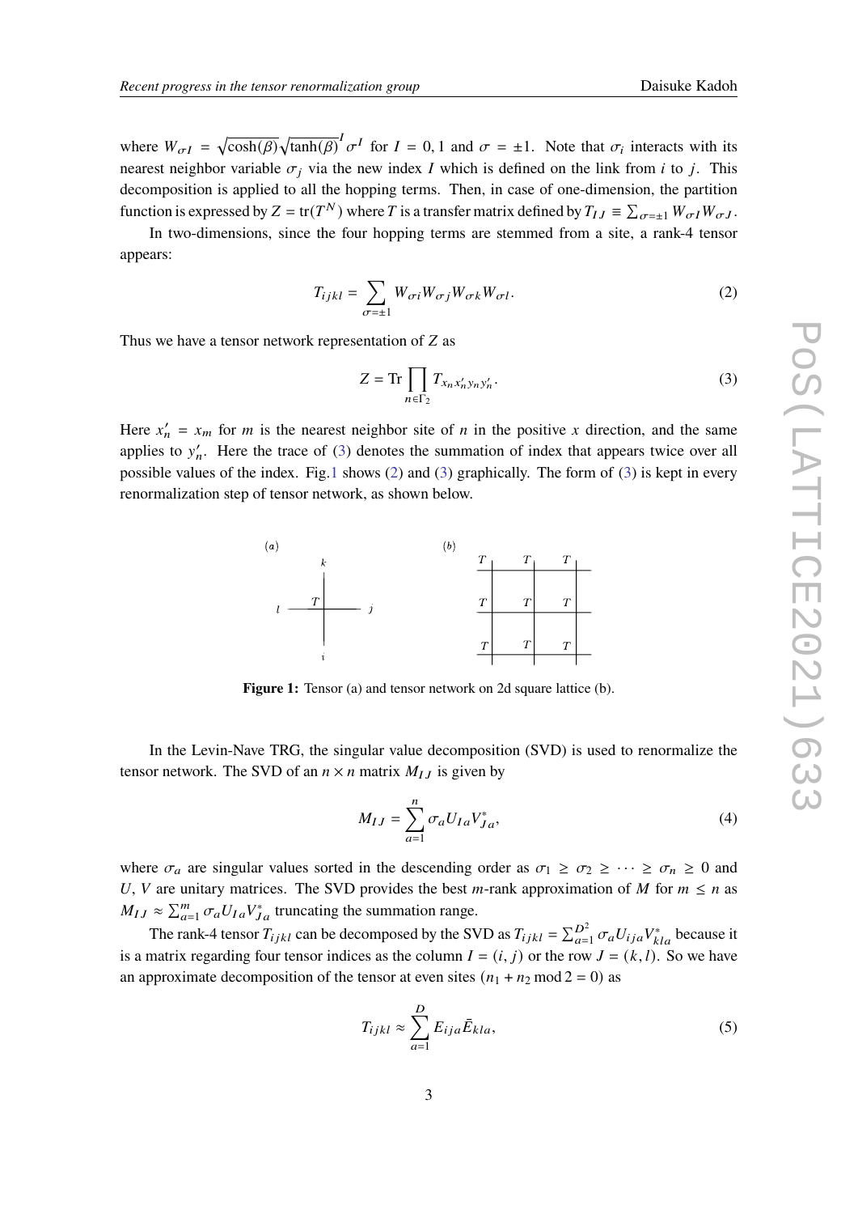where $W_{\sigma I} = \sqrt{\cosh(\beta)}\sqrt{\tanh(\beta)}^I \sigma^I$ for $I = 0, 1$ and $\sigma = \pm 1$. Note that $\sigma_i$ interacts with its nearest neighbor variable $\sigma_j$ via the new index $I$ which is defined on the link from $i$ to $j$. This decomposition is applied to all the hopping terms. Then, in case of one-dimension, the partition function is expressed by $Z = \mathrm{tr}(T^N)$ where $T$ is a transfer matrix defined by $T_{IJ} \equiv \sum_{\sigma=\pm 1} W_{\sigma I} W_{\sigma J}$.

In two-dimensions, since the four hopping terms are stemmed from a site, a rank-4 tensor appears:

$$T_{ijkl} = \sum_{\sigma=\pm 1} W_{\sigma i} W_{\sigma j} W_{\sigma k} W_{\sigma l}. \tag{2}$$

Thus we have a tensor network representation of $Z$ as

$$Z = \mathrm{Tr} \prod_{n \in \Gamma_2} T_{x_n x'_n y_n y'_n}. \tag{3}$$

Here $x'_n = x_m$ for $m$ is the nearest neighbor site of $n$ in the positive $x$ direction, and the same applies to $y'_n$. Here the trace of (3) denotes the summation of index that appears twice over all possible values of the index. Fig.1 shows (2) and (3) graphically. The form of (3) is kept in every renormalization step of tensor network, as shown below.

**Figure 1:** Tensor (a) and tensor network on 2d square lattice (b).

In the Levin-Nave TRG, the singular value decomposition (SVD) is used to renormalize the tensor network. The SVD of an $n \times n$ matrix $M_{IJ}$ is given by

$$M_{IJ} = \sum_{a=1}^{n} \sigma_a U_{Ia} V^*_{Ja}, \tag{4}$$

where $\sigma_a$ are singular values sorted in the descending order as $\sigma_1 \geq \sigma_2 \geq \cdots \geq \sigma_n \geq 0$ and $U$, $V$ are unitary matrices. The SVD provides the best $m$-rank approximation of $M$ for $m \leq n$ as $M_{IJ} \approx \sum_{a=1}^{m} \sigma_a U_{Ia} V^*_{Ja}$ truncating the summation range.

The rank-4 tensor $T_{ijkl}$ can be decomposed by the SVD as $T_{ijkl} = \sum_{a=1}^{D^2} \sigma_a U_{ija} V^*_{kla}$ because it is a matrix regarding four tensor indices as the column $I = (i, j)$ or the row $J = (k, l)$. So we have an approximate decomposition of the tensor at even sites ($n_1 + n_2 \bmod 2 = 0$) as

$$T_{ijkl} \approx \sum_{a=1}^{D} E_{ija} \bar{E}_{kla}, \tag{5}$$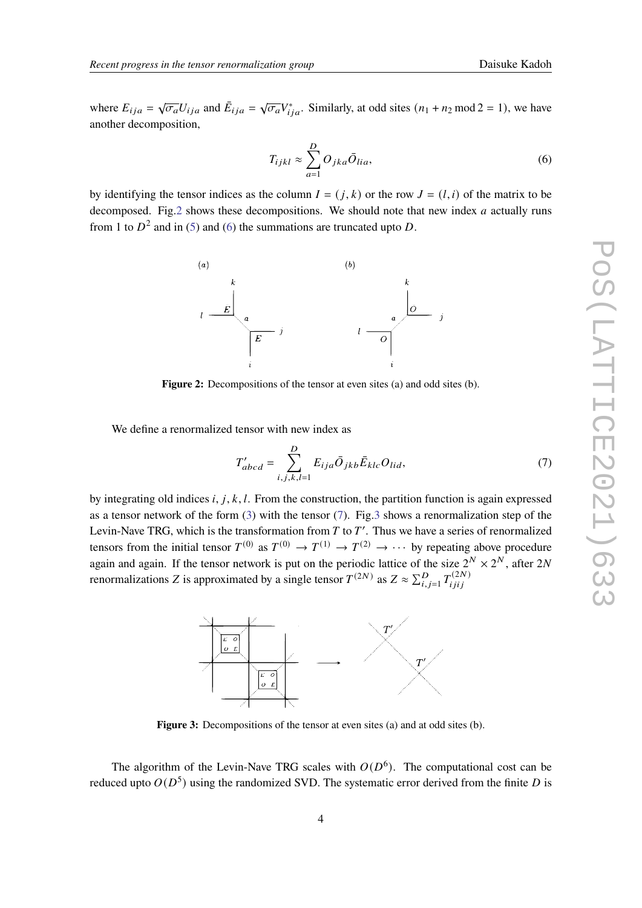where $E_{ija} = \sqrt{\sigma_a} U_{ija}$ and $\bar{E}_{ija} = \sqrt{\sigma_a} V^*_{ija}$. Similarly, at odd sites ($n_1 + n_2 \bmod 2 = 1$), we have another decomposition,

$$T_{ijkl} \approx \sum_{a=1}^{D} O_{jka} \bar{O}_{lia}, \tag{6}$$

by identifying the tensor indices as the column $I = (j, k)$ or the row $J = (l, i)$ of the matrix to be decomposed. Fig.2 shows these decompositions. We should note that new index $a$ actually runs from 1 to $D^2$ and in (5) and (6) the summations are truncated upto $D$.

**Figure 2:** Decompositions of the tensor at even sites (a) and odd sites (b).

We define a renormalized tensor with new index as

$$T'_{abcd} = \sum_{i,j,k,l=1}^{D} E_{ija} \bar{O}_{jkb} \bar{E}_{klc} O_{lid}, \tag{7}$$

by integrating old indices $i, j, k, l$. From the construction, the partition function is again expressed as a tensor network of the form (3) with the tensor (7). Fig.3 shows a renormalization step of the Levin-Nave TRG, which is the transformation from $T$ to $T'$. Thus we have a series of renormalized tensors from the initial tensor $T^{(0)}$ as $T^{(0)} \to T^{(1)} \to T^{(2)} \to \cdots$ by repeating above procedure again and again. If the tensor network is put on the periodic lattice of the size $2^N \times 2^N$, after $2N$ renormalizations $Z$ is approximated by a single tensor $T^{(2N)}$ as $Z \approx \sum_{i,j=1}^{D} T^{(2N)}_{ijij}$

**Figure 3:** Decompositions of the tensor at even sites (a) and at odd sites (b).

The algorithm of the Levin-Nave TRG scales with $O(D^6)$. The computational cost can be reduced upto $O(D^5)$ using the randomized SVD. The systematic error derived from the finite $D$ is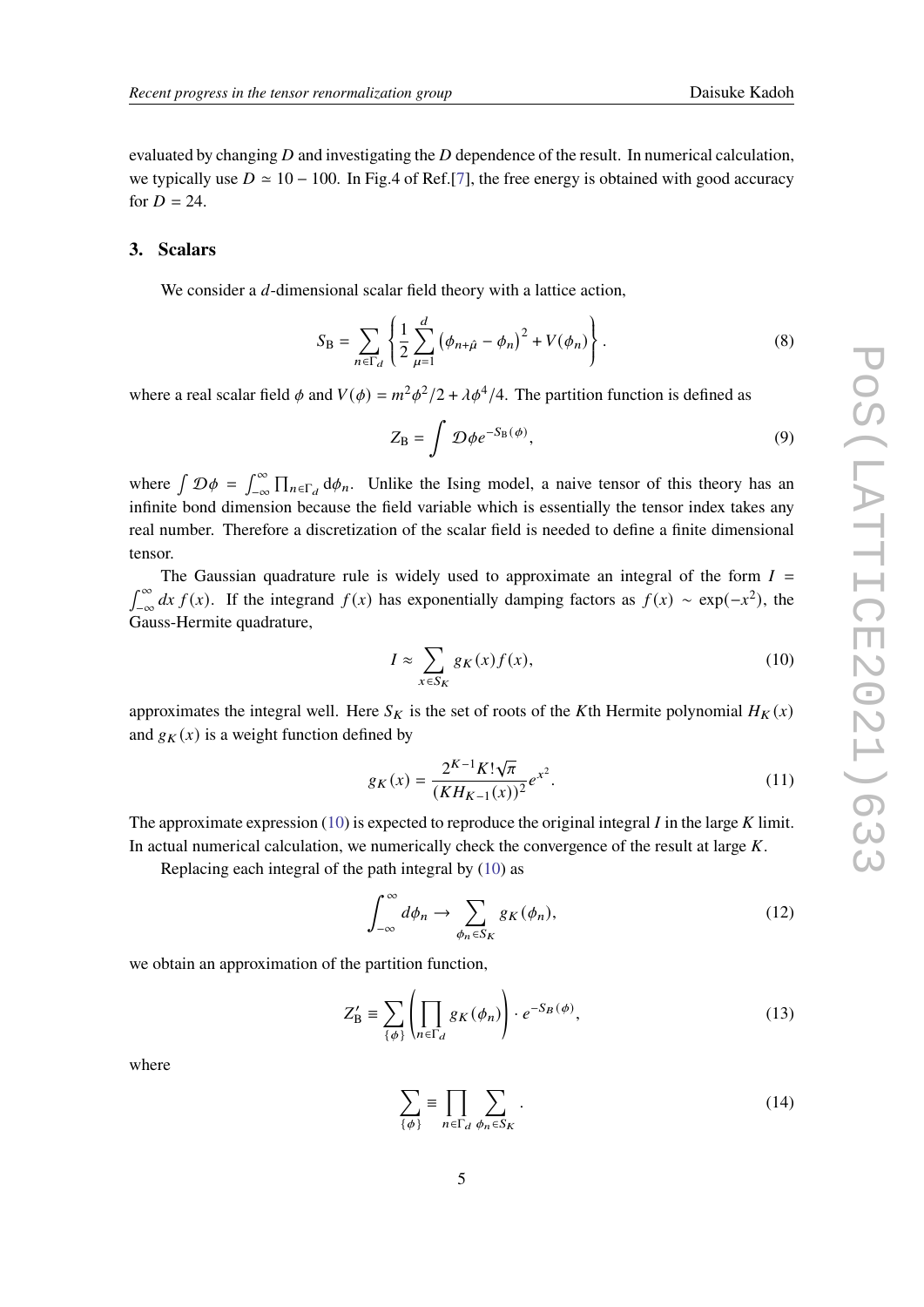evaluated by changing $D$ and investigating the $D$ dependence of the result. In numerical calculation, we typically use $D \simeq 10 - 100$. In Fig.4 of Ref.[7], the free energy is obtained with good accuracy for $D = 24$.

## 3. Scalars

We consider a $d$-dimensional scalar field theory with a lattice action,

$$S_{\mathrm{B}} = \sum_{n \in \Gamma_d} \left\{ \frac{1}{2} \sum_{\mu=1}^{d} \left( \phi_{n+\hat{\mu}} - \phi_n \right)^2 + V(\phi_n) \right\}. \tag{8}$$

where a real scalar field $\phi$ and $V(\phi) = m^2\phi^2/2 + \lambda\phi^4/4$. The partition function is defined as

$$Z_{\mathrm{B}} = \int \mathcal{D}\phi e^{-S_{\mathrm{B}}(\phi)}, \tag{9}$$

where $\int \mathcal{D}\phi = \int_{-\infty}^{\infty} \prod_{n \in \Gamma_d} \mathrm{d}\phi_n$. Unlike the Ising model, a naive tensor of this theory has an infinite bond dimension because the field variable which is essentially the tensor index takes any real number. Therefore a discretization of the scalar field is needed to define a finite dimensional tensor.

The Gaussian quadrature rule is widely used to approximate an integral of the form $I = \int_{-\infty}^{\infty} dx\, f(x)$. If the integrand $f(x)$ has exponentially damping factors as $f(x) \sim \exp(-x^2)$, the Gauss-Hermite quadrature,

$$I \approx \sum_{x \in S_K} g_K(x) f(x), \tag{10}$$

approximates the integral well. Here $S_K$ is the set of roots of the $K$th Hermite polynomial $H_K(x)$ and $g_K(x)$ is a weight function defined by

$$g_K(x) = \frac{2^{K-1} K! \sqrt{\pi}}{(K H_{K-1}(x))^2} e^{x^2}. \tag{11}$$

The approximate expression (10) is expected to reproduce the original integral $I$ in the large $K$ limit. In actual numerical calculation, we numerically check the convergence of the result at large $K$.

Replacing each integral of the path integral by (10) as

$$\int_{-\infty}^{\infty} d\phi_n \rightarrow \sum_{\phi_n \in S_K} g_K(\phi_n), \tag{12}$$

we obtain an approximation of the partition function,

$$Z'_{\mathrm{B}} \equiv \sum_{\{\phi\}} \left( \prod_{n \in \Gamma_d} g_K(\phi_n) \right) \cdot e^{-S_B(\phi)}, \tag{13}$$

where

$$\sum_{\{\phi\}} \equiv \prod_{n \in \Gamma_d} \sum_{\phi_n \in S_K}. \tag{14}$$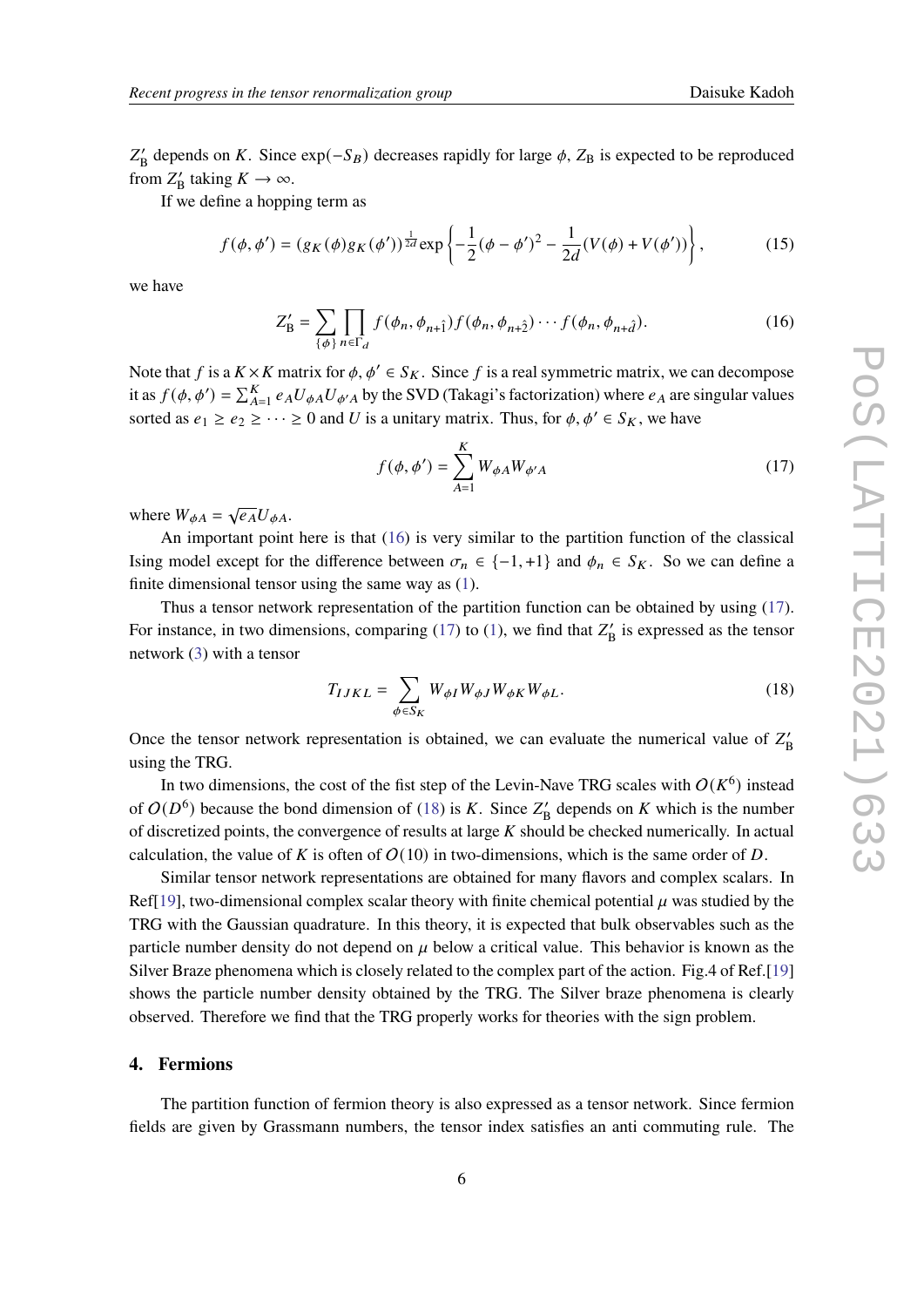$Z'_{\rm B}$ depends on $K$. Since $\exp(-S_B)$ decreases rapidly for large $\phi$, $Z_{\rm B}$ is expected to be reproduced from $Z'_{\rm B}$ taking $K \to \infty$.

If we define a hopping term as

$$f(\phi, \phi') = (g_K(\phi) g_K(\phi'))^{\frac{1}{2d}} \exp\left\{ -\frac{1}{2}(\phi - \phi')^2 - \frac{1}{2d}(V(\phi) + V(\phi')) \right\}, \tag{15}$$

we have

$$Z'_{\rm B} = \sum_{\{\phi\}} \prod_{n \in \Gamma_d} f(\phi_n, \phi_{n+\hat{1}}) f(\phi_n, \phi_{n+\hat{2}}) \cdots f(\phi_n, \phi_{n+\hat{d}}). \tag{16}$$

Note that $f$ is a $K \times K$ matrix for $\phi, \phi' \in S_K$. Since $f$ is a real symmetric matrix, we can decompose it as $f(\phi, \phi') = \sum_{A=1}^{K} e_A U_{\phi A} U_{\phi' A}$ by the SVD (Takagi's factorization) where $e_A$ are singular values sorted as $e_1 \geq e_2 \geq \cdots \geq 0$ and $U$ is a unitary matrix. Thus, for $\phi, \phi' \in S_K$, we have

$$f(\phi, \phi') = \sum_{A=1}^{K} W_{\phi A} W_{\phi' A} \tag{17}$$

where $W_{\phi A} = \sqrt{e_A} U_{\phi A}$.

An important point here is that (16) is very similar to the partition function of the classical Ising model except for the difference between $\sigma_n \in \{-1, +1\}$ and $\phi_n \in S_K$. So we can define a finite dimensional tensor using the same way as (1).

Thus a tensor network representation of the partition function can be obtained by using (17). For instance, in two dimensions, comparing (17) to (1), we find that $Z'_{\rm B}$ is expressed as the tensor network (3) with a tensor

$$T_{IJKL} = \sum_{\phi \in S_K} W_{\phi I} W_{\phi J} W_{\phi K} W_{\phi L}. \tag{18}$$

Once the tensor network representation is obtained, we can evaluate the numerical value of $Z'_{\rm B}$ using the TRG.

In two dimensions, the cost of the fist step of the Levin-Nave TRG scales with $O(K^6)$ instead of $O(D^6)$ because the bond dimension of (18) is $K$. Since $Z'_{\rm B}$ depends on $K$ which is the number of discretized points, the convergence of results at large $K$ should be checked numerically. In actual calculation, the value of $K$ is often of $O(10)$ in two-dimensions, which is the same order of $D$.

Similar tensor network representations are obtained for many flavors and complex scalars. In Ref[19], two-dimensional complex scalar theory with finite chemical potential $\mu$ was studied by the TRG with the Gaussian quadrature. In this theory, it is expected that bulk observables such as the particle number density do not depend on $\mu$ below a critical value. This behavior is known as the Silver Braze phenomena which is closely related to the complex part of the action. Fig.4 of Ref.[19] shows the particle number density obtained by the TRG. The Silver braze phenomena is clearly observed. Therefore we find that the TRG properly works for theories with the sign problem.

## 4. Fermions

The partition function of fermion theory is also expressed as a tensor network. Since fermion fields are given by Grassmann numbers, the tensor index satisfies an anti commuting rule. The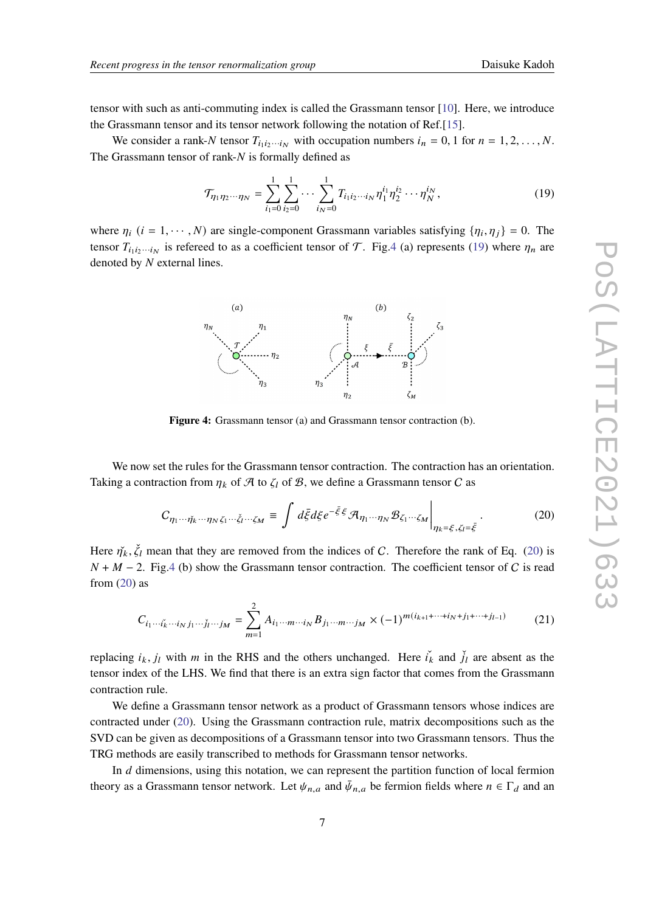tensor with such as anti-commuting index is called the Grassmann tensor [10]. Here, we introduce the Grassmann tensor and its tensor network following the notation of Ref.[15].

We consider a rank-$N$ tensor $T_{i_1 i_2 \cdots i_N}$ with occupation numbers $i_n = 0, 1$ for $n = 1, 2, \ldots, N$. The Grassmann tensor of rank-$N$ is formally defined as

$$\mathcal{T}_{\eta_1 \eta_2 \cdots \eta_N} = \sum_{i_1=0}^{1} \sum_{i_2=0}^{1} \cdots \sum_{i_N=0}^{1} T_{i_1 i_2 \cdots i_N} \eta_1^{i_1} \eta_2^{i_2} \cdots \eta_N^{i_N}, \tag{19}$$

where $\eta_i$ $(i = 1, \cdots, N)$ are single-component Grassmann variables satisfying $\{\eta_i, \eta_j\} = 0$. The tensor $T_{i_1 i_2 \cdots i_N}$ is refereed to as a coefficient tensor of $\mathcal{T}$. Fig.4 (a) represents (19) where $\eta_n$ are denoted by $N$ external lines.

**Figure 4:** Grassmann tensor (a) and Grassmann tensor contraction (b).

We now set the rules for the Grassmann tensor contraction. The contraction has an orientation. Taking a contraction from $\eta_k$ of $\mathcal{A}$ to $\zeta_l$ of $\mathcal{B}$, we define a Grassmann tensor $C$ as

$$C_{\eta_1 \cdots \check{\eta_k} \cdots \eta_N \zeta_1 \cdots \check{\zeta_l} \cdots \zeta_M} \equiv \int d\bar{\xi} d\xi e^{-\bar{\xi}\xi} \mathcal{A}_{\eta_1 \cdots \eta_N} \mathcal{B}_{\zeta_1 \cdots \zeta_M} \Big|_{\eta_k = \xi, \zeta_l = \bar{\xi}}. \tag{20}$$

Here $\check{\eta_k}, \check{\zeta_l}$ mean that they are removed from the indices of $C$. Therefore the rank of Eq. (20) is $N + M - 2$. Fig.4 (b) show the Grassmann tensor contraction. The coefficient tensor of $C$ is read from (20) as

$$C_{i_1 \cdots \check{i_k} \cdots i_N j_1 \cdots \check{j_l} \cdots j_M} = \sum_{m=1}^{2} A_{i_1 \cdots m \cdots i_N} B_{j_1 \cdots m \cdots j_M} \times (-1)^{m(i_{k+1} + \cdots + i_N + j_1 + \cdots + j_{l-1})} \tag{21}$$

replacing $i_k, j_l$ with $m$ in the RHS and the others unchanged. Here $\check{i_k}$ and $\check{j_l}$ are absent as the tensor index of the LHS. We find that there is an extra sign factor that comes from the Grassmann contraction rule.

We define a Grassmann tensor network as a product of Grassmann tensors whose indices are contracted under (20). Using the Grassmann contraction rule, matrix decompositions such as the SVD can be given as decompositions of a Grassmann tensor into two Grassmann tensors. Thus the TRG methods are easily transcribed to methods for Grassmann tensor networks.

In $d$ dimensions, using this notation, we can represent the partition function of local fermion theory as a Grassmann tensor network. Let $\psi_{n,a}$ and $\bar{\psi}_{n,a}$ be fermion fields where $n \in \Gamma_d$ and an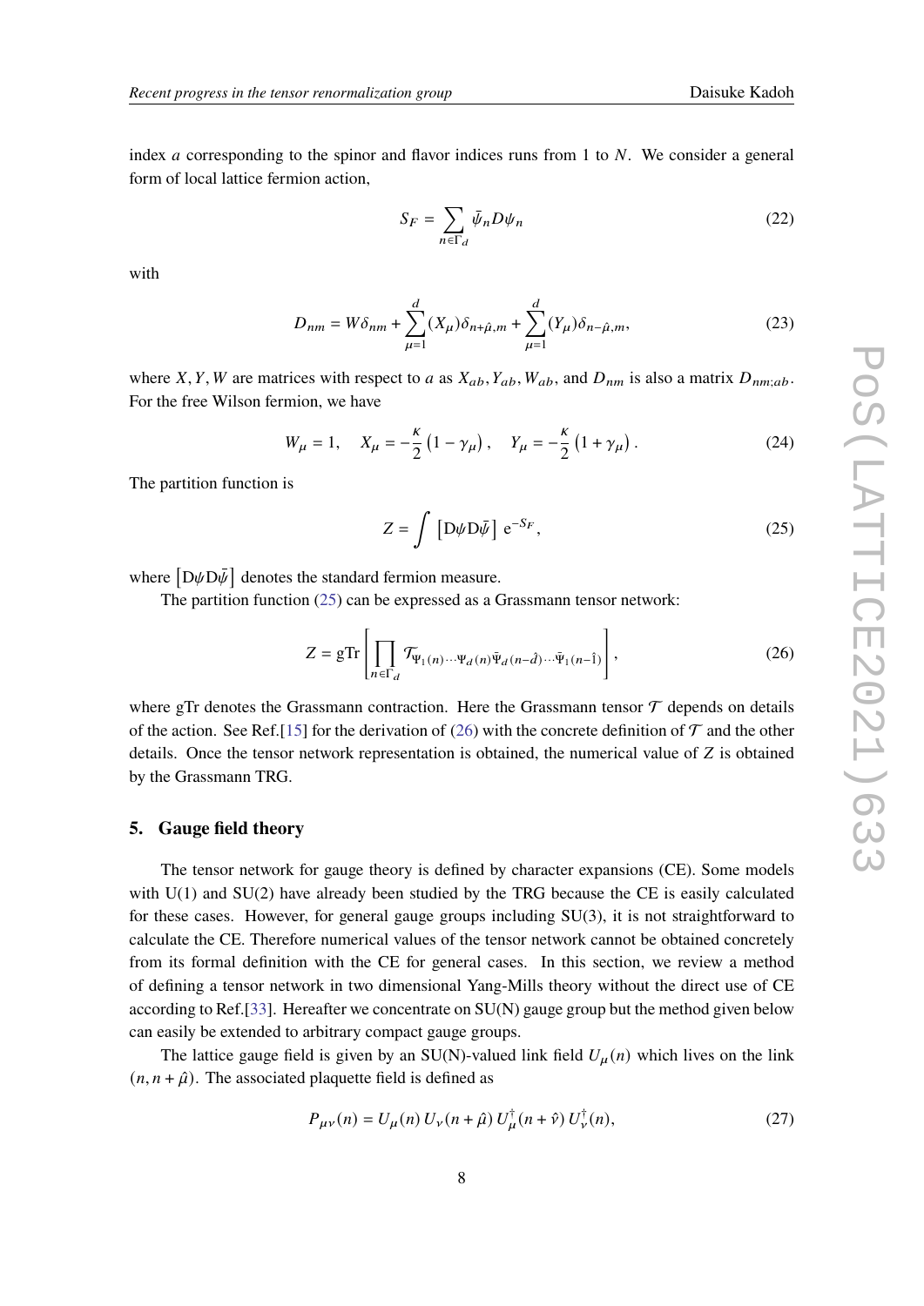index $a$ corresponding to the spinor and flavor indices runs from 1 to $N$. We consider a general form of local lattice fermion action,

$$S_F = \sum_{n \in \Gamma_d} \bar{\psi}_n D \psi_n \tag{22}$$

with

$$D_{nm} = W\delta_{nm} + \sum_{\mu=1}^{d} (X_\mu)\delta_{n+\hat{\mu},m} + \sum_{\mu=1}^{d} (Y_\mu)\delta_{n-\hat{\mu},m}, \tag{23}$$

where $X, Y, W$ are matrices with respect to $a$ as $X_{ab}, Y_{ab}, W_{ab}$, and $D_{nm}$ is also a matrix $D_{nm;ab}$. For the free Wilson fermion, we have

$$W_\mu = 1, \quad X_\mu = -\frac{\kappa}{2}\left(1 - \gamma_\mu\right), \quad Y_\mu = -\frac{\kappa}{2}\left(1 + \gamma_\mu\right). \tag{24}$$

The partition function is

$$Z = \int \left[\mathrm{D}\psi \mathrm{D}\bar{\psi}\right] \mathrm{e}^{-S_F}, \tag{25}$$

where $\left[\mathrm{D}\psi \mathrm{D}\bar{\psi}\right]$ denotes the standard fermion measure.

The partition function (25) can be expressed as a Grassmann tensor network:

$$Z = \mathrm{gTr}\left[\prod_{n \in \Gamma_d} \mathcal{T}_{\Psi_1(n)\cdots\Psi_d(n)\bar{\Psi}_d(n-\hat{d})\cdots\bar{\Psi}_1(n-\hat{1})}\right], \tag{26}$$

where gTr denotes the Grassmann contraction. Here the Grassmann tensor $\mathcal{T}$ depends on details of the action. See Ref.[15] for the derivation of (26) with the concrete definition of $\mathcal{T}$ and the other details. Once the tensor network representation is obtained, the numerical value of $Z$ is obtained by the Grassmann TRG.

## 5. Gauge field theory

The tensor network for gauge theory is defined by character expansions (CE). Some models with U(1) and SU(2) have already been studied by the TRG because the CE is easily calculated for these cases. However, for general gauge groups including SU(3), it is not straightforward to calculate the CE. Therefore numerical values of the tensor network cannot be obtained concretely from its formal definition with the CE for general cases. In this section, we review a method of defining a tensor network in two dimensional Yang-Mills theory without the direct use of CE according to Ref.[33]. Hereafter we concentrate on SU(N) gauge group but the method given below can easily be extended to arbitrary compact gauge groups.

The lattice gauge field is given by an SU(N)-valued link field $U_\mu(n)$ which lives on the link $(n, n + \hat{\mu})$. The associated plaquette field is defined as

$$P_{\mu\nu}(n) = U_\mu(n)\, U_\nu(n + \hat{\mu})\, U_\mu^\dagger(n + \hat{\nu})\, U_\nu^\dagger(n), \tag{27}$$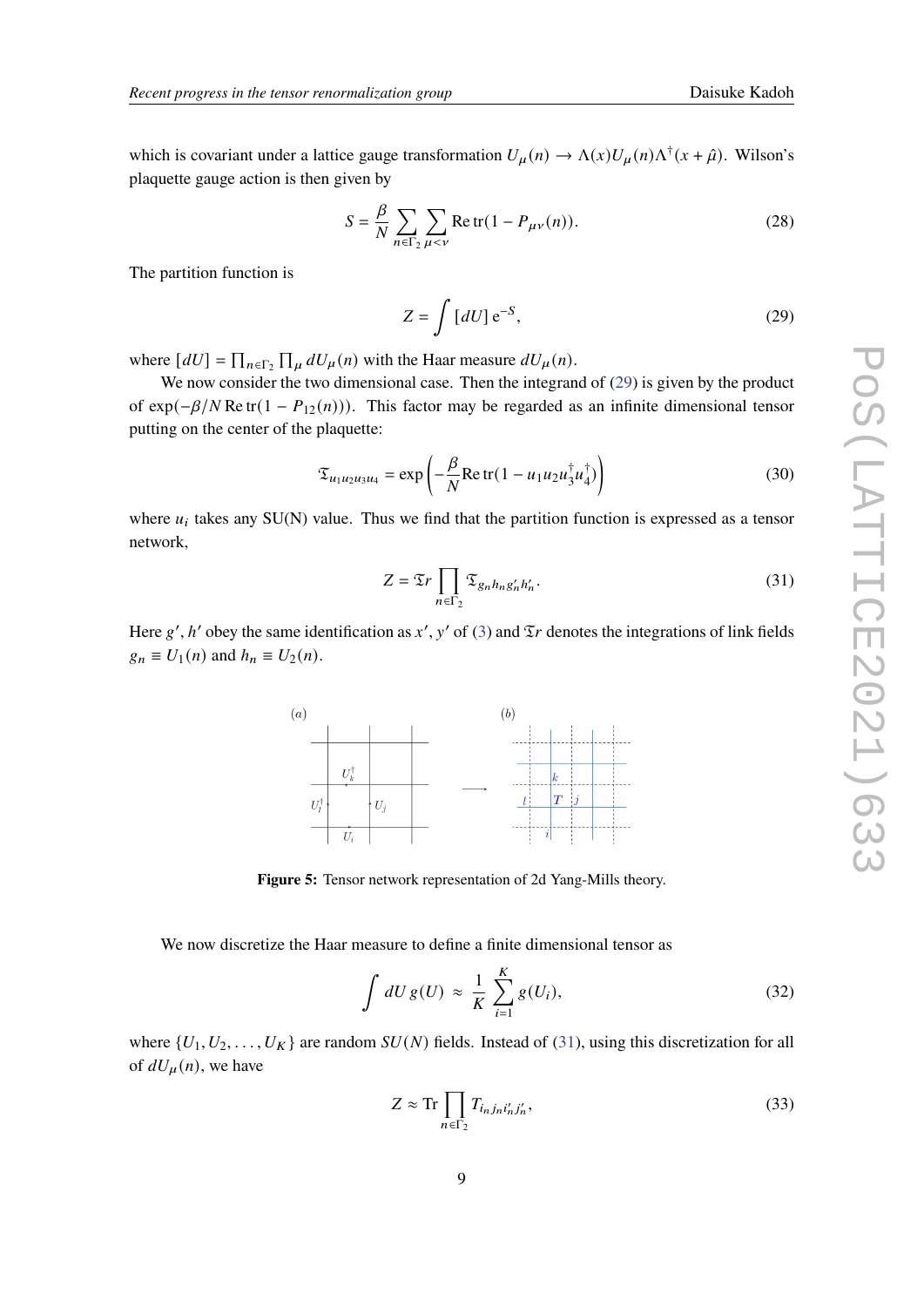which is covariant under a lattice gauge transformation $U_\mu(n) \to \Lambda(x) U_\mu(n) \Lambda^\dagger(x+\hat{\mu})$. Wilson's plaquette gauge action is then given by

$$S = \frac{\beta}{N} \sum_{n \in \Gamma_2} \sum_{\mu < \nu} \mathrm{Re}\,\mathrm{tr}(1 - P_{\mu\nu}(n)). \tag{28}$$

The partition function is

$$Z = \int [dU]\, \mathrm{e}^{-S}, \tag{29}$$

where $[dU] = \prod_{n \in \Gamma_2} \prod_\mu dU_\mu(n)$ with the Haar measure $dU_\mu(n)$.

We now consider the two dimensional case. Then the integrand of (29) is given by the product of $\exp(-\beta/N\, \mathrm{Re}\,\mathrm{tr}(1 - P_{12}(n)))$. This factor may be regarded as an infinite dimensional tensor putting on the center of the plaquette:

$$\mathfrak{T}_{u_1 u_2 u_3 u_4} = \exp\left( -\frac{\beta}{N} \mathrm{Re}\,\mathrm{tr}(1 - u_1 u_2 u_3^\dagger u_4^\dagger) \right) \tag{30}$$

where $u_i$ takes any SU(N) value. Thus we find that the partition function is expressed as a tensor network,

$$Z = \mathfrak{Tr} \prod_{n \in \Gamma_2} \mathfrak{T}_{g_n h_n g'_n h'_n}. \tag{31}$$

Here $g'$, $h'$ obey the same identification as $x'$, $y'$ of (3) and $\mathfrak{Tr}$ denotes the integrations of link fields $g_n \equiv U_1(n)$ and $h_n \equiv U_2(n)$.

Figure 5: Tensor network representation of 2d Yang-Mills theory.

We now discretize the Haar measure to define a finite dimensional tensor as

$$\int dU\, g(U) \approx \frac{1}{K} \sum_{i=1}^{K} g(U_i), \tag{32}$$

where $\{U_1, U_2, \ldots, U_K\}$ are random $SU(N)$ fields. Instead of (31), using this discretization for all of $dU_\mu(n)$, we have

$$Z \approx \mathrm{Tr} \prod_{n \in \Gamma_2} T_{i_n j_n i'_n j'_n}, \tag{33}$$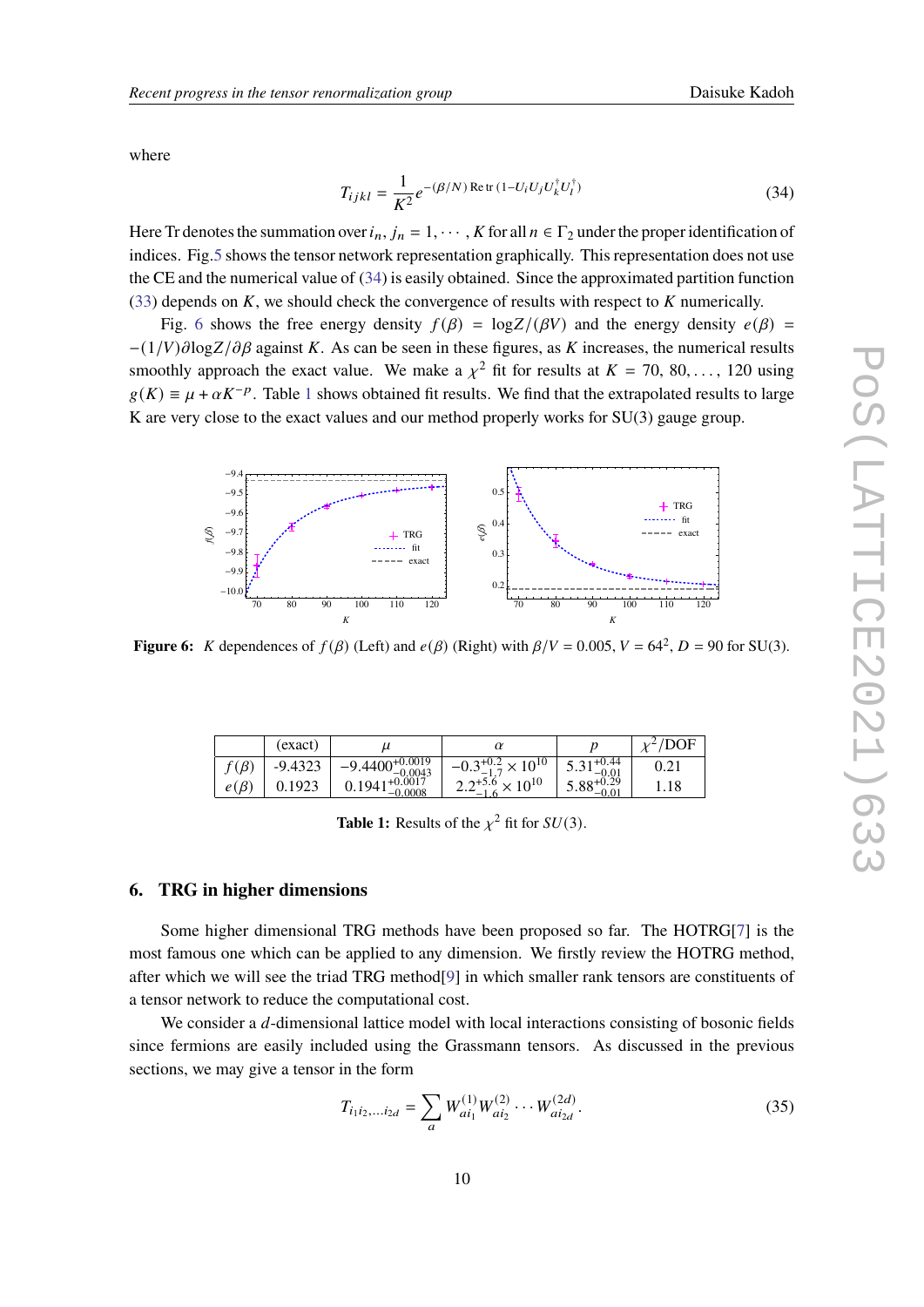where

$$T_{ijkl} = \frac{1}{K^2} e^{-(\beta/N)\,\mathrm{Re\,tr}\,(1-U_i U_j U_k^\dagger U_l^\dagger)} \tag{34}$$

Here Tr denotes the summation over $i_n, j_n = 1, \cdots, K$ for all $n \in \Gamma_2$ under the proper identification of indices. Fig.5 shows the tensor network representation graphically. This representation does not use the CE and the numerical value of (34) is easily obtained. Since the approximated partition function (33) depends on $K$, we should check the convergence of results with respect to $K$ numerically.

Fig. 6 shows the free energy density $f(\beta) = \log Z/(\beta V)$ and the energy density $e(\beta) = -(1/V)\partial \log Z/\partial\beta$ against $K$. As can be seen in these figures, as $K$ increases, the numerical results smoothly approach the exact value. We make a $\chi^2$ fit for results at $K = 70, 80, \ldots, 120$ using $g(K) \equiv \mu + \alpha K^{-p}$. Table 1 shows obtained fit results. We find that the extrapolated results to large K are very close to the exact values and our method properly works for SU(3) gauge group.

**Figure 6:** $K$ dependences of $f(\beta)$ (Left) and $e(\beta)$ (Right) with $\beta/V = 0.005$, $V = 64^2$, $D = 90$ for SU(3).

| | (exact) | $\mu$ | $\alpha$ | $p$ | $\chi^2$/DOF |
|---|---|---|---|---|---|
| $f(\beta)$ | -9.4323 | $-9.4400^{+0.0019}_{-0.0043}$ | $-0.3^{+0.2}_{-1.7} \times 10^{10}$ | $5.31^{+0.44}_{-0.01}$ | 0.21 |
| $e(\beta)$ | 0.1923 | $0.1941^{+0.0017}_{-0.0008}$ | $2.2^{+5.6}_{-1.6} \times 10^{10}$ | $5.88^{+0.29}_{-0.01}$ | 1.18 |

**Table 1:** Results of the $\chi^2$ fit for $SU(3)$.

## 6. TRG in higher dimensions

Some higher dimensional TRG methods have been proposed so far. The HOTRG[7] is the most famous one which can be applied to any dimension. We firstly review the HOTRG method, after which we will see the triad TRG method[9] in which smaller rank tensors are constituents of a tensor network to reduce the computational cost.

We consider a $d$-dimensional lattice model with local interactions consisting of bosonic fields since fermions are easily included using the Grassmann tensors. As discussed in the previous sections, we may give a tensor in the form

$$T_{i_1 i_2,\ldots i_{2d}} = \sum_a W^{(1)}_{a i_1} W^{(2)}_{a i_2} \cdots W^{(2d)}_{a i_{2d}}. \tag{35}$$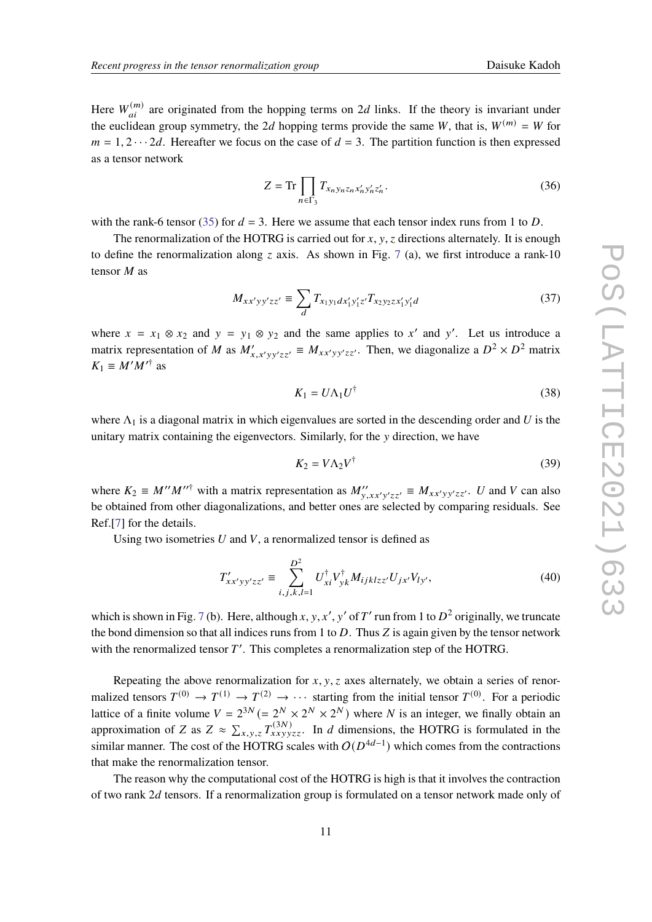Here $W_{ai}^{(m)}$ are originated from the hopping terms on $2d$ links. If the theory is invariant under the euclidean group symmetry, the $2d$ hopping terms provide the same $W$, that is, $W^{(m)} = W$ for $m = 1, 2 \cdots 2d$. Hereafter we focus on the case of $d = 3$. The partition function is then expressed as a tensor network

$$Z = \mathrm{Tr} \prod_{n \in \Gamma_3} T_{x_n y_n z_n x'_n y'_n z'_n}. \tag{36}$$

with the rank-6 tensor (35) for $d = 3$. Here we assume that each tensor index runs from 1 to $D$.

The renormalization of the HOTRG is carried out for $x, y, z$ directions alternately. It is enough to define the renormalization along $z$ axis. As shown in Fig. 7 (a), we first introduce a rank-10 tensor $M$ as

$$M_{xx'yy'zz'} \equiv \sum_d T_{x_1 y_1 d x'_1 y'_1 z'} T_{x_2 y_2 z x'_1 y'_1 d} \tag{37}$$

where $x = x_1 \otimes x_2$ and $y = y_1 \otimes y_2$ and the same applies to $x'$ and $y'$. Let us introduce a matrix representation of $M$ as $M'_{x, x'yy'zz'} \equiv M_{xx'yy'zz'}$. Then, we diagonalize a $D^2 \times D^2$ matrix $K_1 \equiv M' M'^{\dagger}$ as

$$K_1 = U \Lambda_1 U^{\dagger} \tag{38}$$

where $\Lambda_1$ is a diagonal matrix in which eigenvalues are sorted in the descending order and $U$ is the unitary matrix containing the eigenvectors. Similarly, for the $y$ direction, we have

$$K_2 = V \Lambda_2 V^{\dagger} \tag{39}$$

where $K_2 \equiv M'' M''^{\dagger}$ with a matrix representation as $M''_{y, xx'y'zz'} \equiv M_{xx'yy'zz'}$. $U$ and $V$ can also be obtained from other diagonalizations, and better ones are selected by comparing residuals. See Ref.[7] for the details.

Using two isometries $U$ and $V$, a renormalized tensor is defined as

$$T'_{xx'yy'zz'} \equiv \sum_{i,j,k,l=1}^{D^2} U^{\dagger}_{xi} V^{\dagger}_{yk} M_{ijklzz'} U_{jx'} V_{ly'}, \tag{40}$$

which is shown in Fig. 7 (b). Here, although $x, y, x', y'$ of $T'$ run from 1 to $D^2$ originally, we truncate the bond dimension so that all indices runs from 1 to $D$. Thus $Z$ is again given by the tensor network with the renormalized tensor $T'$. This completes a renormalization step of the HOTRG.

Repeating the above renormalization for $x, y, z$ axes alternately, we obtain a series of renormalized tensors $T^{(0)} \to T^{(1)} \to T^{(2)} \to \cdots$ starting from the initial tensor $T^{(0)}$. For a periodic lattice of a finite volume $V = 2^{3N} (= 2^N \times 2^N \times 2^N)$ where $N$ is an integer, we finally obtain an approximation of $Z$ as $Z \approx \sum_{x,y,z} T^{(3N)}_{xxyyzz}$. In $d$ dimensions, the HOTRG is formulated in the similar manner. The cost of the HOTRG scales with $O(D^{4d-1})$ which comes from the contractions that make the renormalization tensor.

The reason why the computational cost of the HOTRG is high is that it involves the contraction of two rank $2d$ tensors. If a renormalization group is formulated on a tensor network made only of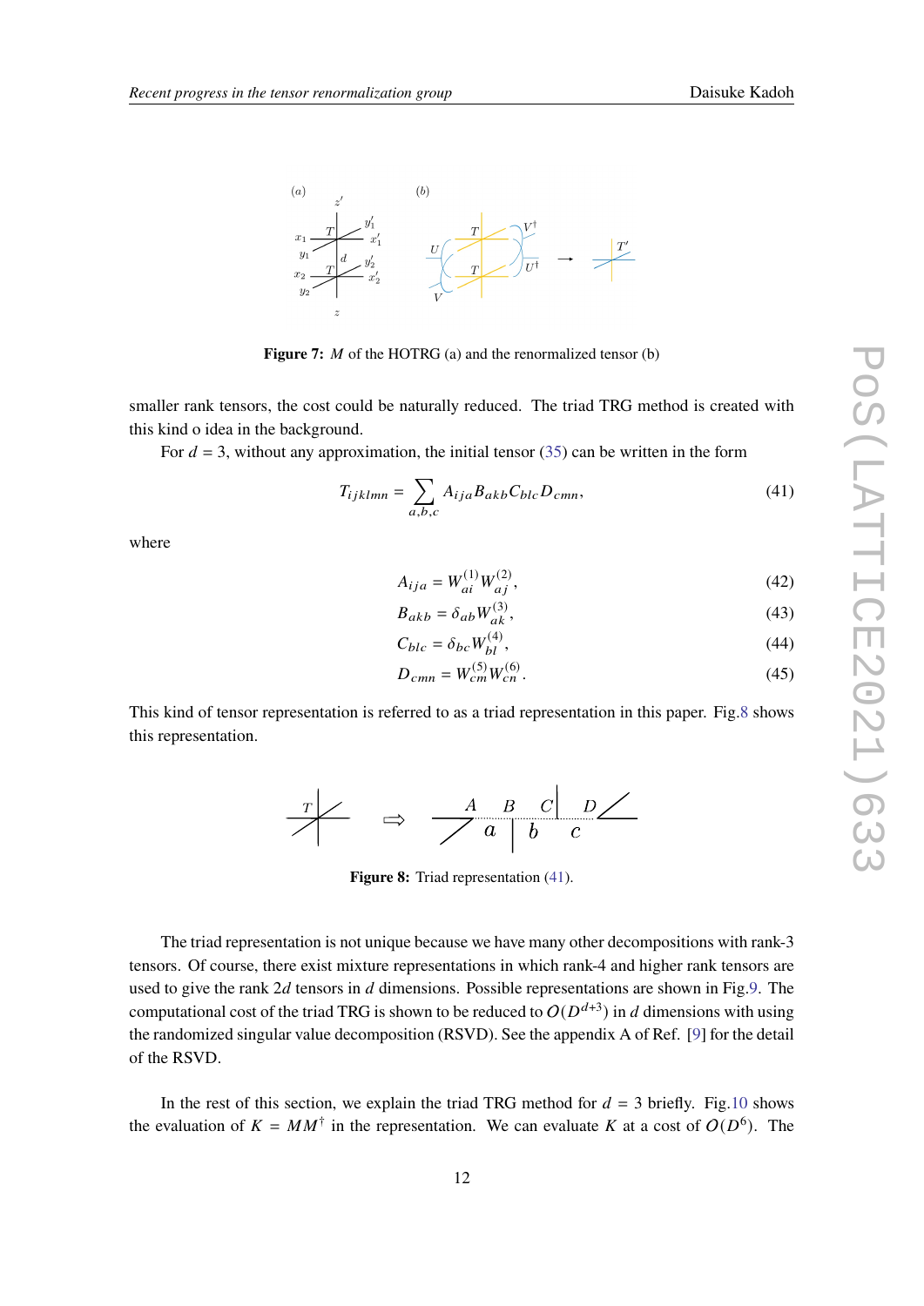**Figure 7:** $M$ of the HOTRG (a) and the renormalized tensor (b)

smaller rank tensors, the cost could be naturally reduced. The triad TRG method is created with this kind o idea in the background.

For $d = 3$, without any approximation, the initial tensor (35) can be written in the form

$$T_{ijklmn} = \sum_{a,b,c} A_{ija} B_{akb} C_{blc} D_{cmn}, \tag{41}$$

where

$$A_{ija} = W^{(1)}_{ai} W^{(2)}_{aj}, \tag{42}$$

$$B_{akb} = \delta_{ab} W^{(3)}_{ak}, \tag{43}$$

$$C_{blc} = \delta_{bc} W^{(4)}_{bl}, \tag{44}$$

$$D_{cmn} = W^{(5)}_{cm} W^{(6)}_{cn}. \tag{45}$$

This kind of tensor representation is referred to as a triad representation in this paper. Fig.8 shows this representation.

**Figure 8:** Triad representation (41).

The triad representation is not unique because we have many other decompositions with rank-3 tensors. Of course, there exist mixture representations in which rank-4 and higher rank tensors are used to give the rank $2d$ tensors in $d$ dimensions. Possible representations are shown in Fig.9. The computational cost of the triad TRG is shown to be reduced to $O(D^{d+3})$ in $d$ dimensions with using the randomized singular value decomposition (RSVD). See the appendix A of Ref. [9] for the detail of the RSVD.

In the rest of this section, we explain the triad TRG method for $d = 3$ briefly. Fig.10 shows the evaluation of $K = MM^\dagger$ in the representation. We can evaluate $K$ at a cost of $O(D^6)$. The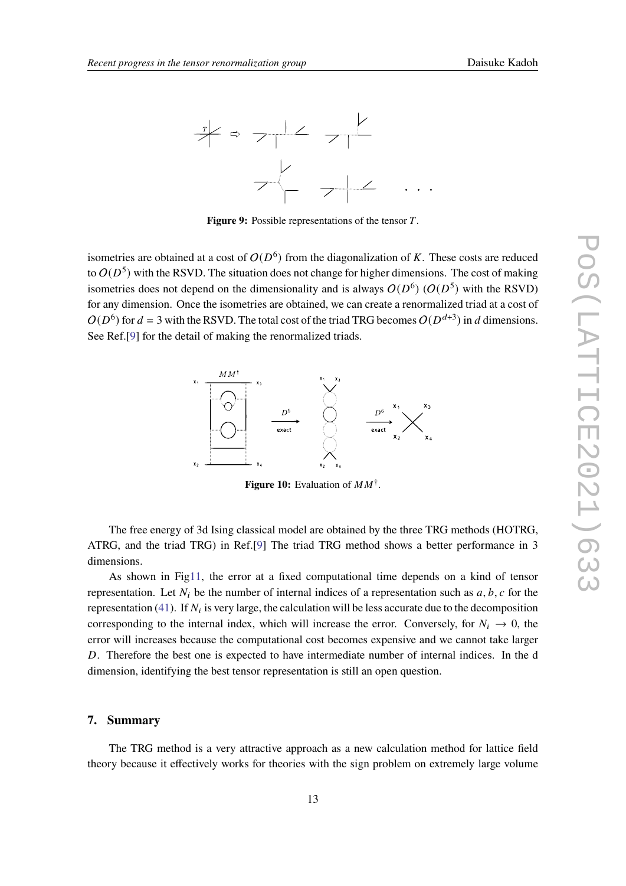**Figure 9:** Possible representations of the tensor $T$.

isometries are obtained at a cost of $O(D^6)$ from the diagonalization of $K$. These costs are reduced to $O(D^5)$ with the RSVD. The situation does not change for higher dimensions. The cost of making isometries does not depend on the dimensionality and is always $O(D^6)$ ($O(D^5)$ with the RSVD) for any dimension. Once the isometries are obtained, we can create a renormalized triad at a cost of $O(D^6)$ for $d = 3$ with the RSVD. The total cost of the triad TRG becomes $O(D^{d+3})$ in $d$ dimensions. See Ref.[9] for the detail of making the renormalized triads.

**Figure 10:** Evaluation of $MM^\dagger$.

The free energy of 3d Ising classical model are obtained by the three TRG methods (HOTRG, ATRG, and the triad TRG) in Ref.[9] The triad TRG method shows a better performance in 3 dimensions.

As shown in Fig11, the error at a fixed computational time depends on a kind of tensor representation. Let $N_i$ be the number of internal indices of a representation such as $a, b, c$ for the representation (41). If $N_i$ is very large, the calculation will be less accurate due to the decomposition corresponding to the internal index, which will increase the error. Conversely, for $N_i \to 0$, the error will increases because the computational cost becomes expensive and we cannot take larger $D$. Therefore the best one is expected to have intermediate number of internal indices. In the d dimension, identifying the best tensor representation is still an open question.

## 7. Summary

The TRG method is a very attractive approach as a new calculation method for lattice field theory because it effectively works for theories with the sign problem on extremely large volume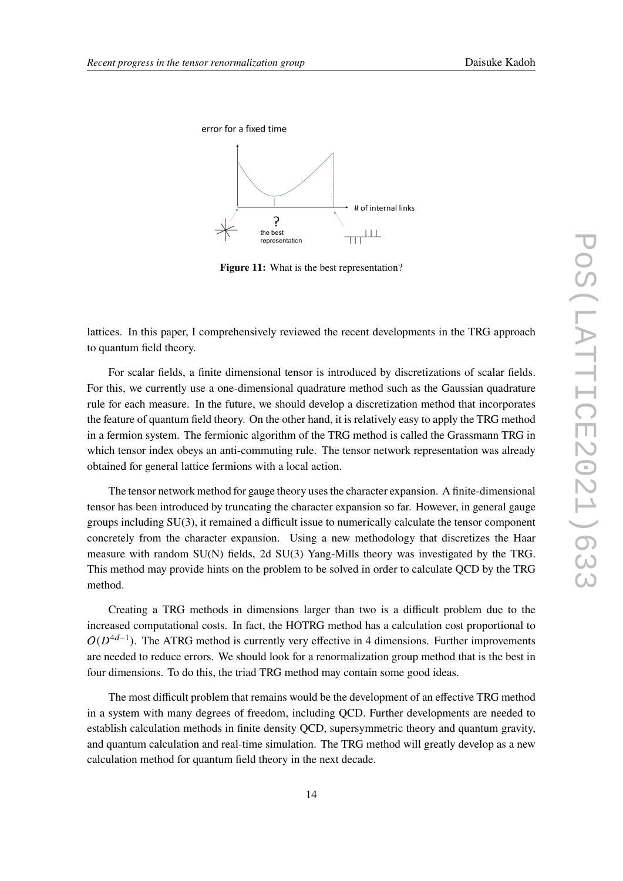**Figure 11:** What is the best representation?

lattices. In this paper, I comprehensively reviewed the recent developments in the TRG approach to quantum field theory.

For scalar fields, a finite dimensional tensor is introduced by discretizations of scalar fields. For this, we currently use a one-dimensional quadrature method such as the Gaussian quadrature rule for each measure. In the future, we should develop a discretization method that incorporates the feature of quantum field theory. On the other hand, it is relatively easy to apply the TRG method in a fermion system. The fermionic algorithm of the TRG method is called the Grassmann TRG in which tensor index obeys an anti-commuting rule. The tensor network representation was already obtained for general lattice fermions with a local action.

The tensor network method for gauge theory uses the character expansion. A finite-dimensional tensor has been introduced by truncating the character expansion so far. However, in general gauge groups including SU(3), it remained a difficult issue to numerically calculate the tensor component concretely from the character expansion. Using a new methodology that discretizes the Haar measure with random SU(N) fields, 2d SU(3) Yang-Mills theory was investigated by the TRG. This method may provide hints on the problem to be solved in order to calculate QCD by the TRG method.

Creating a TRG methods in dimensions larger than two is a difficult problem due to the increased computational costs. In fact, the HOTRG method has a calculation cost proportional to $O(D^{4d-1})$. The ATRG method is currently very effective in 4 dimensions. Further improvements are needed to reduce errors. We should look for a renormalization group method that is the best in four dimensions. To do this, the triad TRG method may contain some good ideas.

The most difficult problem that remains would be the development of an effective TRG method in a system with many degrees of freedom, including QCD. Further developments are needed to establish calculation methods in finite density QCD, supersymmetric theory and quantum gravity, and quantum calculation and real-time simulation. The TRG method will greatly develop as a new calculation method for quantum field theory in the next decade.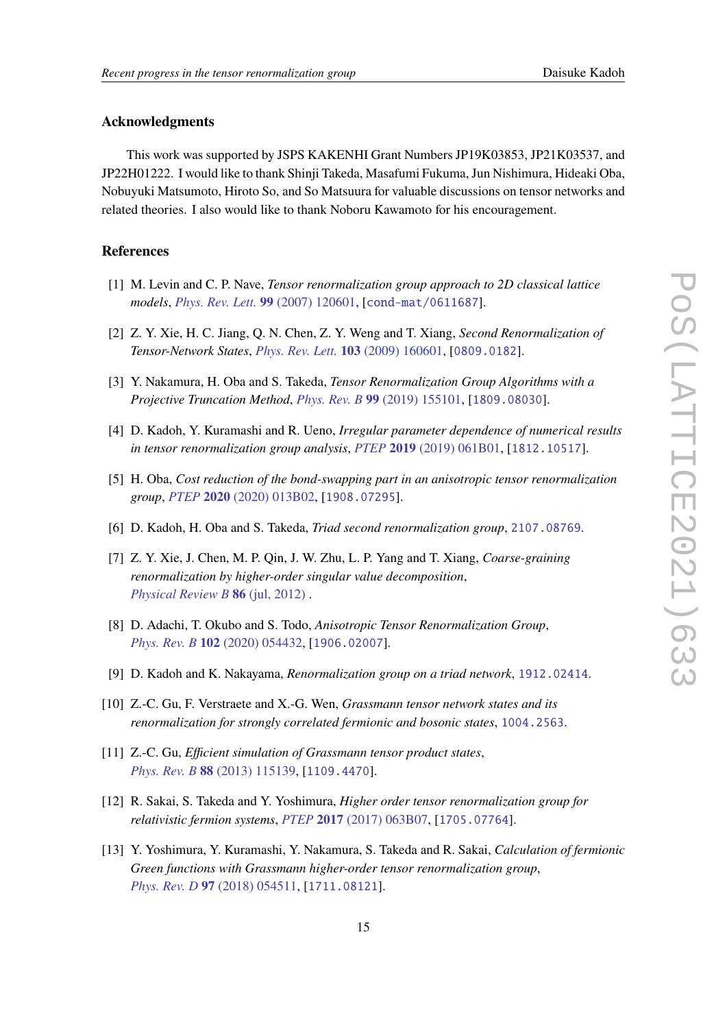## Acknowledgments

This work was supported by JSPS KAKENHI Grant Numbers JP19K03853, JP21K03537, and JP22H01222. I would like to thank Shinji Takeda, Masafumi Fukuma, Jun Nishimura, Hideaki Oba, Nobuyuki Matsumoto, Hiroto So, and So Matsuura for valuable discussions on tensor networks and related theories. I also would like to thank Noboru Kawamoto for his encouragement.

## References

[1] M. Levin and C. P. Nave, *Tensor renormalization group approach to 2D classical lattice models*, *Phys. Rev. Lett.* **99** (2007) 120601, [cond-mat/0611687].

[2] Z. Y. Xie, H. C. Jiang, Q. N. Chen, Z. Y. Weng and T. Xiang, *Second Renormalization of Tensor-Network States*, *Phys. Rev. Lett.* **103** (2009) 160601, [0809.0182].

[3] Y. Nakamura, H. Oba and S. Takeda, *Tensor Renormalization Group Algorithms with a Projective Truncation Method*, *Phys. Rev. B* **99** (2019) 155101, [1809.08030].

[4] D. Kadoh, Y. Kuramashi and R. Ueno, *Irregular parameter dependence of numerical results in tensor renormalization group analysis*, *PTEP* **2019** (2019) 061B01, [1812.10517].

[5] H. Oba, *Cost reduction of the bond-swapping part in an anisotropic tensor renormalization group*, *PTEP* **2020** (2020) 013B02, [1908.07295].

[6] D. Kadoh, H. Oba and S. Takeda, *Triad second renormalization group*, 2107.08769.

[7] Z. Y. Xie, J. Chen, M. P. Qin, J. W. Zhu, L. P. Yang and T. Xiang, *Coarse-graining renormalization by higher-order singular value decomposition*, *Physical Review B* **86** (jul, 2012) .

[8] D. Adachi, T. Okubo and S. Todo, *Anisotropic Tensor Renormalization Group*, *Phys. Rev. B* **102** (2020) 054432, [1906.02007].

[9] D. Kadoh and K. Nakayama, *Renormalization group on a triad network*, 1912.02414.

[10] Z.-C. Gu, F. Verstraete and X.-G. Wen, *Grassmann tensor network states and its renormalization for strongly correlated fermionic and bosonic states*, 1004.2563.

[11] Z.-C. Gu, *Efficient simulation of Grassmann tensor product states*, *Phys. Rev. B* **88** (2013) 115139, [1109.4470].

[12] R. Sakai, S. Takeda and Y. Yoshimura, *Higher order tensor renormalization group for relativistic fermion systems*, *PTEP* **2017** (2017) 063B07, [1705.07764].

[13] Y. Yoshimura, Y. Kuramashi, Y. Nakamura, S. Takeda and R. Sakai, *Calculation of fermionic Green functions with Grassmann higher-order tensor renormalization group*, *Phys. Rev. D* **97** (2018) 054511, [1711.08121].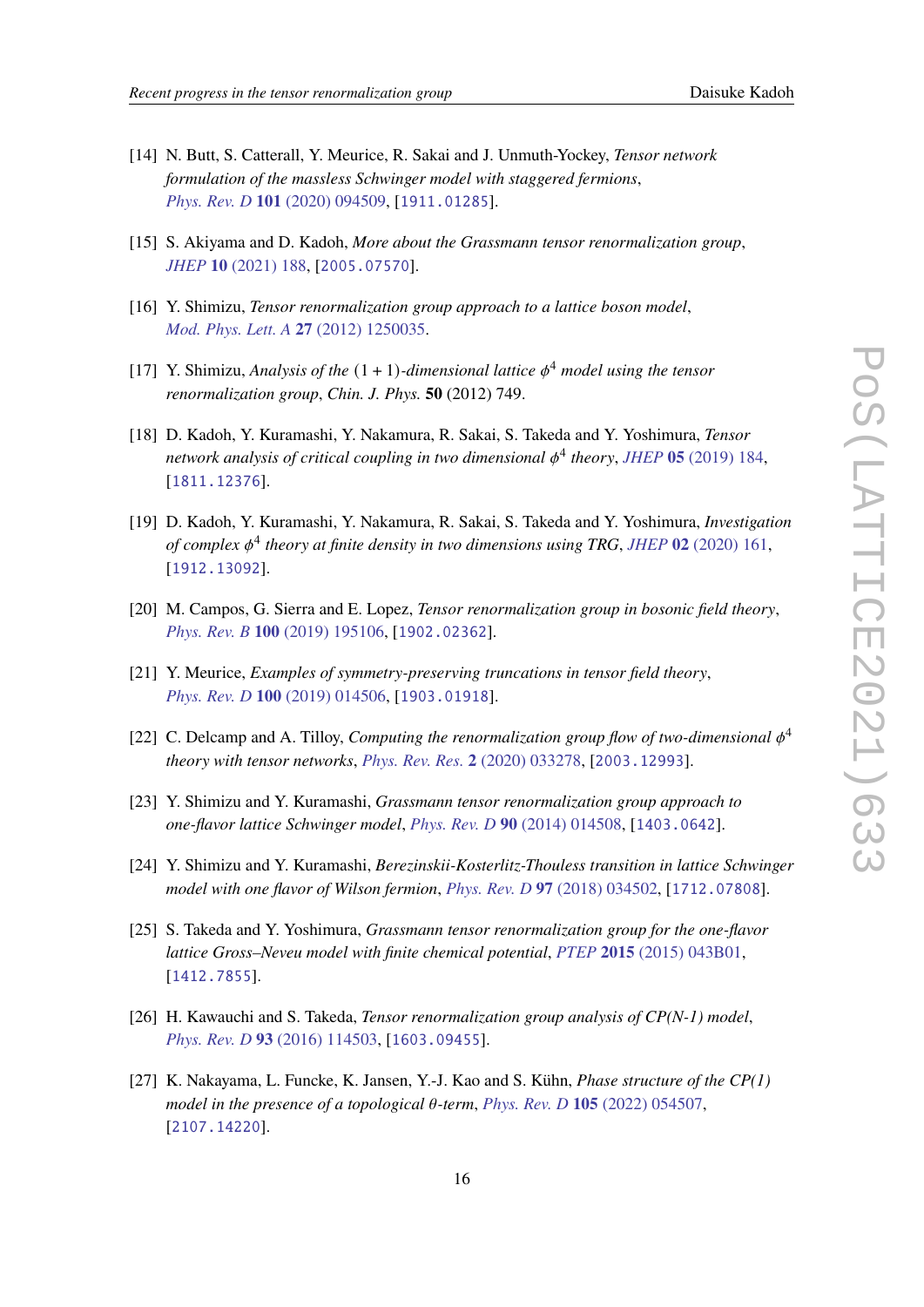[14] N. Butt, S. Catterall, Y. Meurice, R. Sakai and J. Unmuth-Yockey, *Tensor network formulation of the massless Schwinger model with staggered fermions*, *Phys. Rev. D* **101** (2020) 094509, [1911.01285].

[15] S. Akiyama and D. Kadoh, *More about the Grassmann tensor renormalization group*, *JHEP* **10** (2021) 188, [2005.07570].

[16] Y. Shimizu, *Tensor renormalization group approach to a lattice boson model*, *Mod. Phys. Lett. A* **27** (2012) 1250035.

[17] Y. Shimizu, *Analysis of the* $(1+1)$*-dimensional lattice* $\phi^4$ *model using the tensor renormalization group*, *Chin. J. Phys.* **50** (2012) 749.

[18] D. Kadoh, Y. Kuramashi, Y. Nakamura, R. Sakai, S. Takeda and Y. Yoshimura, *Tensor network analysis of critical coupling in two dimensional* $\phi^4$ *theory*, *JHEP* **05** (2019) 184, [1811.12376].

[19] D. Kadoh, Y. Kuramashi, Y. Nakamura, R. Sakai, S. Takeda and Y. Yoshimura, *Investigation of complex* $\phi^4$ *theory at finite density in two dimensions using TRG*, *JHEP* **02** (2020) 161, [1912.13092].

[20] M. Campos, G. Sierra and E. Lopez, *Tensor renormalization group in bosonic field theory*, *Phys. Rev. B* **100** (2019) 195106, [1902.02362].

[21] Y. Meurice, *Examples of symmetry-preserving truncations in tensor field theory*, *Phys. Rev. D* **100** (2019) 014506, [1903.01918].

[22] C. Delcamp and A. Tilloy, *Computing the renormalization group flow of two-dimensional* $\phi^4$ *theory with tensor networks*, *Phys. Rev. Res.* **2** (2020) 033278, [2003.12993].

[23] Y. Shimizu and Y. Kuramashi, *Grassmann tensor renormalization group approach to one-flavor lattice Schwinger model*, *Phys. Rev. D* **90** (2014) 014508, [1403.0642].

[24] Y. Shimizu and Y. Kuramashi, *Berezinskii-Kosterlitz-Thouless transition in lattice Schwinger model with one flavor of Wilson fermion*, *Phys. Rev. D* **97** (2018) 034502, [1712.07808].

[25] S. Takeda and Y. Yoshimura, *Grassmann tensor renormalization group for the one-flavor lattice Gross–Neveu model with finite chemical potential*, *PTEP* **2015** (2015) 043B01, [1412.7855].

[26] H. Kawauchi and S. Takeda, *Tensor renormalization group analysis of CP(N-1) model*, *Phys. Rev. D* **93** (2016) 114503, [1603.09455].

[27] K. Nakayama, L. Funcke, K. Jansen, Y.-J. Kao and S. Kühn, *Phase structure of the CP(1) model in the presence of a topological* $\theta$*-term*, *Phys. Rev. D* **105** (2022) 054507, [2107.14220].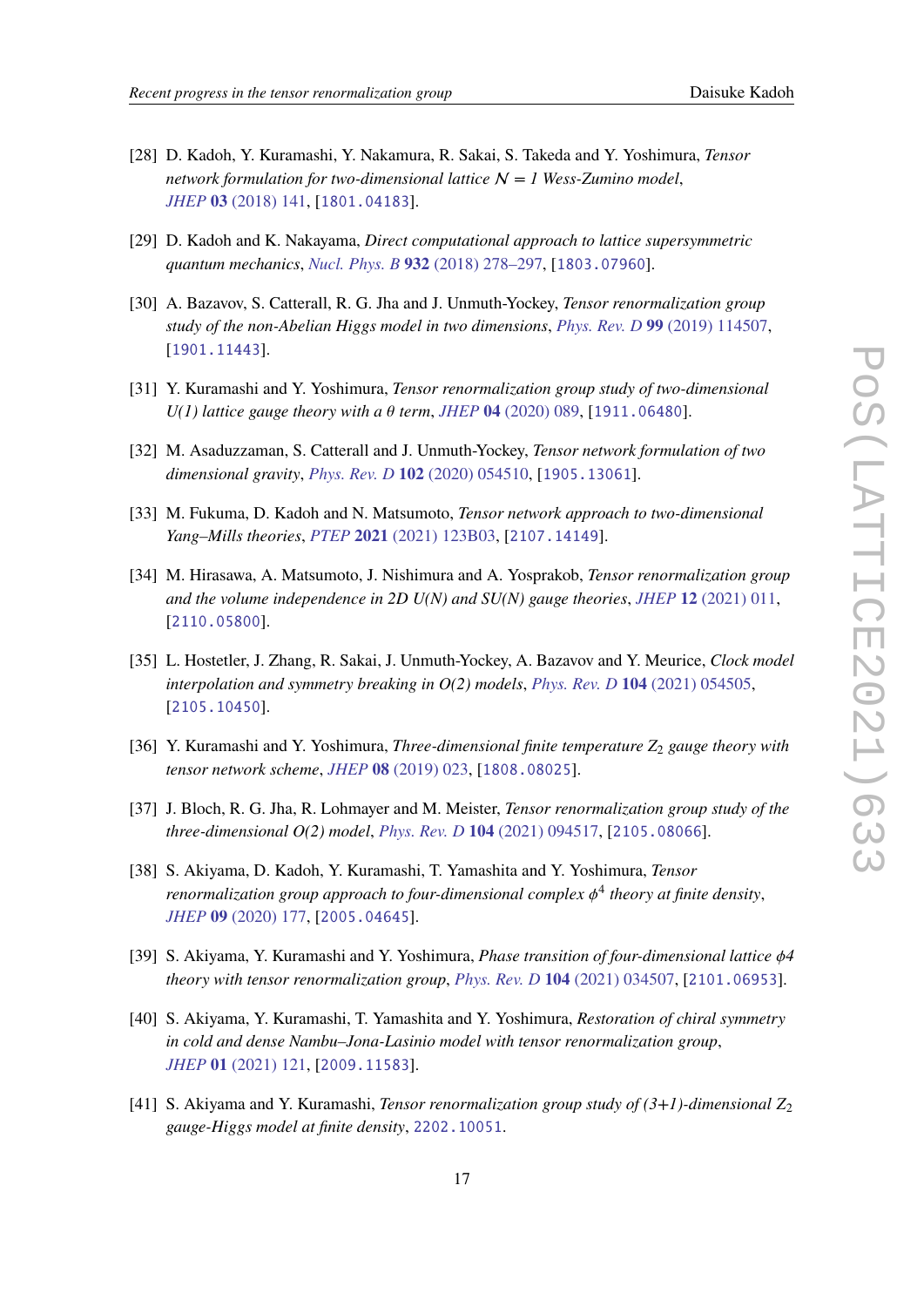[28] D. Kadoh, Y. Kuramashi, Y. Nakamura, R. Sakai, S. Takeda and Y. Yoshimura, *Tensor network formulation for two-dimensional lattice $\mathcal{N} = 1$ Wess-Zumino model*, *JHEP* **03** (2018) 141, [1801.04183].

[29] D. Kadoh and K. Nakayama, *Direct computational approach to lattice supersymmetric quantum mechanics*, *Nucl. Phys. B* **932** (2018) 278–297, [1803.07960].

[30] A. Bazavov, S. Catterall, R. G. Jha and J. Unmuth-Yockey, *Tensor renormalization group study of the non-Abelian Higgs model in two dimensions*, *Phys. Rev. D* **99** (2019) 114507, [1901.11443].

[31] Y. Kuramashi and Y. Yoshimura, *Tensor renormalization group study of two-dimensional U(1) lattice gauge theory with a $\theta$ term*, *JHEP* **04** (2020) 089, [1911.06480].

[32] M. Asaduzzaman, S. Catterall and J. Unmuth-Yockey, *Tensor network formulation of two dimensional gravity*, *Phys. Rev. D* **102** (2020) 054510, [1905.13061].

[33] M. Fukuma, D. Kadoh and N. Matsumoto, *Tensor network approach to two-dimensional Yang–Mills theories*, *PTEP* **2021** (2021) 123B03, [2107.14149].

[34] M. Hirasawa, A. Matsumoto, J. Nishimura and A. Yosprakob, *Tensor renormalization group and the volume independence in 2D U(N) and SU(N) gauge theories*, *JHEP* **12** (2021) 011, [2110.05800].

[35] L. Hostetler, J. Zhang, R. Sakai, J. Unmuth-Yockey, A. Bazavov and Y. Meurice, *Clock model interpolation and symmetry breaking in O(2) models*, *Phys. Rev. D* **104** (2021) 054505, [2105.10450].

[36] Y. Kuramashi and Y. Yoshimura, *Three-dimensional finite temperature $Z_2$ gauge theory with tensor network scheme*, *JHEP* **08** (2019) 023, [1808.08025].

[37] J. Bloch, R. G. Jha, R. Lohmayer and M. Meister, *Tensor renormalization group study of the three-dimensional O(2) model*, *Phys. Rev. D* **104** (2021) 094517, [2105.08066].

[38] S. Akiyama, D. Kadoh, Y. Kuramashi, T. Yamashita and Y. Yoshimura, *Tensor renormalization group approach to four-dimensional complex $\phi^4$ theory at finite density*, *JHEP* **09** (2020) 177, [2005.04645].

[39] S. Akiyama, Y. Kuramashi and Y. Yoshimura, *Phase transition of four-dimensional lattice $\phi 4$ theory with tensor renormalization group*, *Phys. Rev. D* **104** (2021) 034507, [2101.06953].

[40] S. Akiyama, Y. Kuramashi, T. Yamashita and Y. Yoshimura, *Restoration of chiral symmetry in cold and dense Nambu–Jona-Lasinio model with tensor renormalization group*, *JHEP* **01** (2021) 121, [2009.11583].

[41] S. Akiyama and Y. Kuramashi, *Tensor renormalization group study of (3+1)-dimensional $Z_2$ gauge-Higgs model at finite density*, 2202.10051.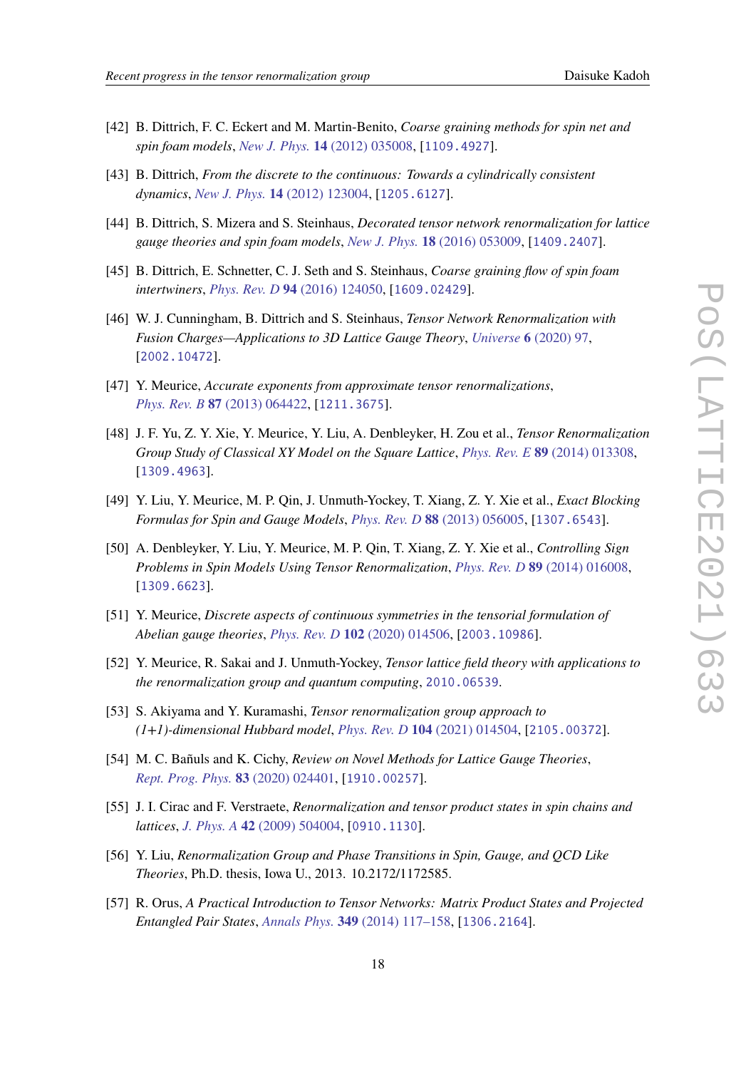[42] B. Dittrich, F. C. Eckert and M. Martin-Benito, *Coarse graining methods for spin net and spin foam models*, New J. Phys. **14** (2012) 035008, [1109.4927].

[43] B. Dittrich, *From the discrete to the continuous: Towards a cylindrically consistent dynamics*, New J. Phys. **14** (2012) 123004, [1205.6127].

[44] B. Dittrich, S. Mizera and S. Steinhaus, *Decorated tensor network renormalization for lattice gauge theories and spin foam models*, New J. Phys. **18** (2016) 053009, [1409.2407].

[45] B. Dittrich, E. Schnetter, C. J. Seth and S. Steinhaus, *Coarse graining flow of spin foam intertwiners*, Phys. Rev. D **94** (2016) 124050, [1609.02429].

[46] W. J. Cunningham, B. Dittrich and S. Steinhaus, *Tensor Network Renormalization with Fusion Charges—Applications to 3D Lattice Gauge Theory*, Universe **6** (2020) 97, [2002.10472].

[47] Y. Meurice, *Accurate exponents from approximate tensor renormalizations*, Phys. Rev. B **87** (2013) 064422, [1211.3675].

[48] J. F. Yu, Z. Y. Xie, Y. Meurice, Y. Liu, A. Denbleyker, H. Zou et al., *Tensor Renormalization Group Study of Classical XY Model on the Square Lattice*, Phys. Rev. E **89** (2014) 013308, [1309.4963].

[49] Y. Liu, Y. Meurice, M. P. Qin, J. Unmuth-Yockey, T. Xiang, Z. Y. Xie et al., *Exact Blocking Formulas for Spin and Gauge Models*, Phys. Rev. D **88** (2013) 056005, [1307.6543].

[50] A. Denbleyker, Y. Liu, Y. Meurice, M. P. Qin, T. Xiang, Z. Y. Xie et al., *Controlling Sign Problems in Spin Models Using Tensor Renormalization*, Phys. Rev. D **89** (2014) 016008, [1309.6623].

[51] Y. Meurice, *Discrete aspects of continuous symmetries in the tensorial formulation of Abelian gauge theories*, Phys. Rev. D **102** (2020) 014506, [2003.10986].

[52] Y. Meurice, R. Sakai and J. Unmuth-Yockey, *Tensor lattice field theory with applications to the renormalization group and quantum computing*, 2010.06539.

[53] S. Akiyama and Y. Kuramashi, *Tensor renormalization group approach to (1+1)-dimensional Hubbard model*, Phys. Rev. D **104** (2021) 014504, [2105.00372].

[54] M. C. Bañuls and K. Cichy, *Review on Novel Methods for Lattice Gauge Theories*, Rept. Prog. Phys. **83** (2020) 024401, [1910.00257].

[55] J. I. Cirac and F. Verstraete, *Renormalization and tensor product states in spin chains and lattices*, J. Phys. A **42** (2009) 504004, [0910.1130].

[56] Y. Liu, *Renormalization Group and Phase Transitions in Spin, Gauge, and QCD Like Theories*, Ph.D. thesis, Iowa U., 2013. 10.2172/1172585.

[57] R. Orus, *A Practical Introduction to Tensor Networks: Matrix Product States and Projected Entangled Pair States*, Annals Phys. **349** (2014) 117–158, [1306.2164].